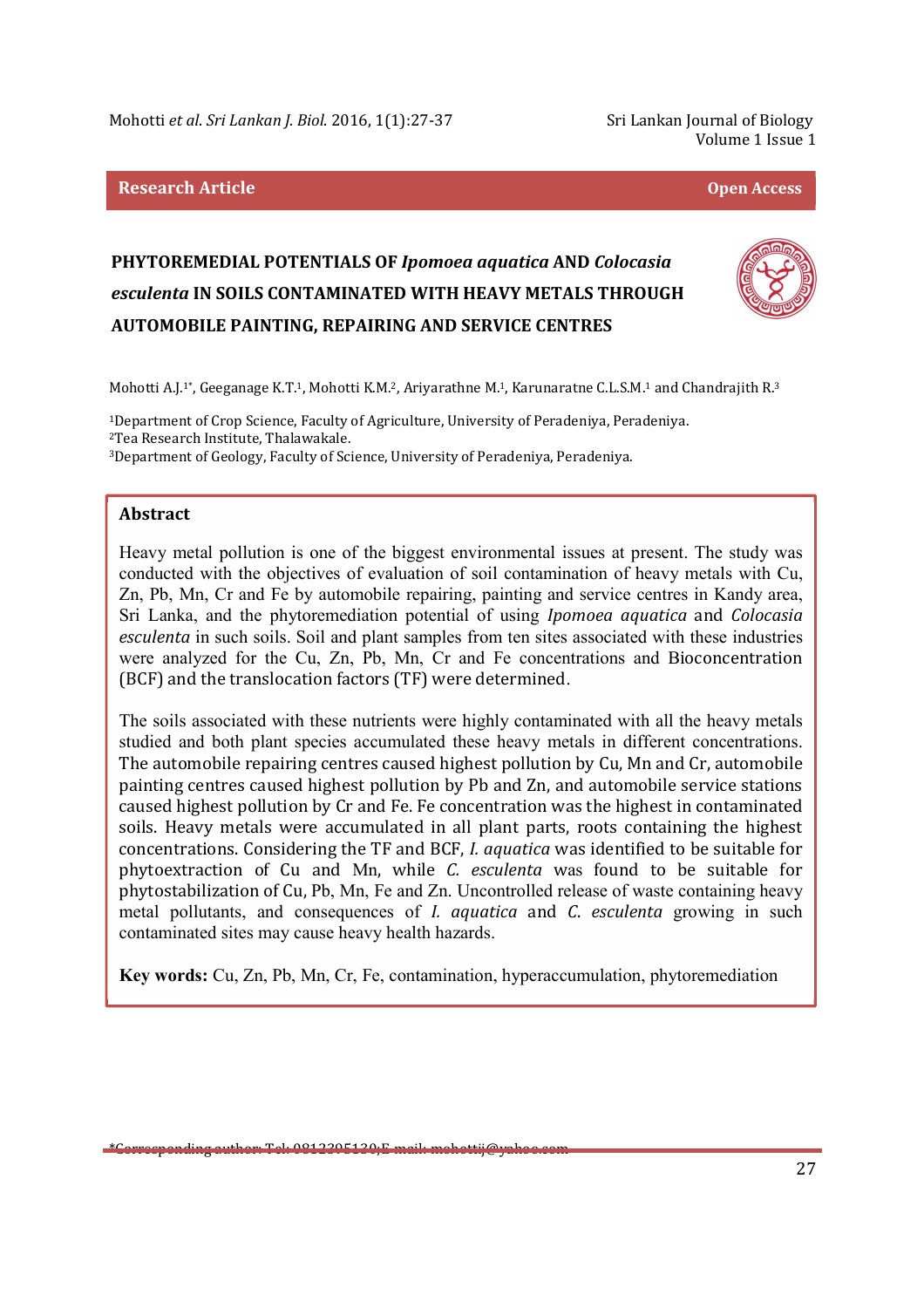Research Article | Open Access

# PHYTOREMEDIAL POTENTIALS OF *Ipomoea aquatica* AND *Colocasia esculenta* IN SOILS CONTAMINATED WITH HEAVY METALS THROUGH AUTOMOBILE PAINTING, REPAIRING AND SERVICE CENTRES

Mohotti A.J.[1*], Geeganage K.T.[1], Mohotti K.M.[2], Ariyarathne M.[1], Karunaratne C.L.S.M.[1] and Chandrajith R.[3]

[1]Department of Crop Science, Faculty of Agriculture, University of Peradeniya, Peradeniya.
[2]Tea Research Institute, Thalawakale.
[3]Department of Geology, Faculty of Science, University of Peradeniya, Peradeniya.

## Abstract

Heavy metal pollution is one of the biggest environmental issues at present. The study was conducted with the objectives of evaluation of soil contamination of heavy metals with Cu, Zn, Pb, Mn, Cr and Fe by automobile repairing, painting and service centres in Kandy area, Sri Lanka, and the phytoremediation potential of using *Ipomoea aquatica* and *Colocasia esculenta* in such soils. Soil and plant samples from ten sites associated with these industries were analyzed for the Cu, Zn, Pb, Mn, Cr and Fe concentrations and Bioconcentration (BCF) and the translocation factors (TF) were determined.

The soils associated with these nutrients were highly contaminated with all the heavy metals studied and both plant species accumulated these heavy metals in different concentrations. The automobile repairing centres caused highest pollution by Cu, Mn and Cr, automobile painting centres caused highest pollution by Pb and Zn, and automobile service stations caused highest pollution by Cr and Fe. Fe concentration was the highest in contaminated soils. Heavy metals were accumulated in all plant parts, roots containing the highest concentrations. Considering the TF and BCF, *I. aquatica* was identified to be suitable for phytoextraction of Cu and Mn, while *C. esculenta* was found to be suitable for phytostabilization of Cu, Pb, Mn, Fe and Zn. Uncontrolled release of waste containing heavy metal pollutants, and consequences of *I. aquatica* and *C. esculenta* growing in such contaminated sites may cause heavy health hazards.

**Key words:** Cu, Zn, Pb, Mn, Cr, Fe, contamination, hyperaccumulation, phytoremediation

*Corresponding author: Tel: 0812395130; E-mail: mohottij@yahoo.com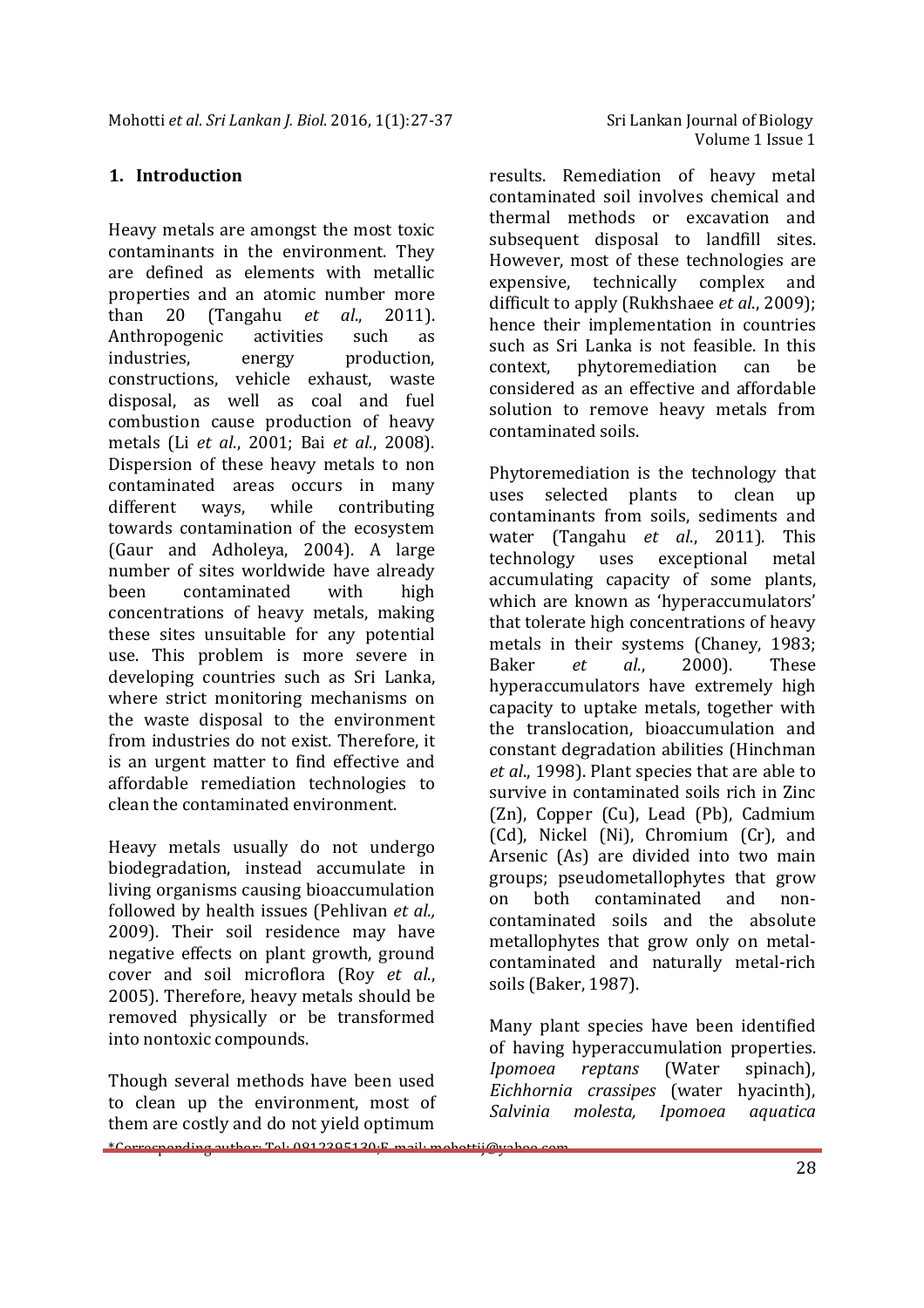## 1. Introduction

Heavy metals are amongst the most toxic contaminants in the environment. They are defined as elements with metallic properties and an atomic number more than 20 (Tangahu *et al*., 2011). Anthropogenic activities such as industries, energy production, constructions, vehicle exhaust, waste disposal, as well as coal and fuel combustion cause production of heavy metals (Li *et al*., 2001; Bai *et al*., 2008). Dispersion of these heavy metals to non contaminated areas occurs in many different ways, while contributing towards contamination of the ecosystem (Gaur and Adholeya, 2004). A large number of sites worldwide have already been contaminated with high concentrations of heavy metals, making these sites unsuitable for any potential use. This problem is more severe in developing countries such as Sri Lanka, where strict monitoring mechanisms on the waste disposal to the environment from industries do not exist. Therefore, it is an urgent matter to find effective and affordable remediation technologies to clean the contaminated environment.

Heavy metals usually do not undergo biodegradation, instead accumulate in living organisms causing bioaccumulation followed by health issues (Pehlivan *et al.,* 2009). Their soil residence may have negative effects on plant growth, ground cover and soil microflora (Roy *et al*., 2005). Therefore, heavy metals should be removed physically or be transformed into nontoxic compounds.

Though several methods have been used to clean up the environment, most of them are costly and do not yield optimum results. Remediation of heavy metal contaminated soil involves chemical and thermal methods or excavation and subsequent disposal to landfill sites. However, most of these technologies are expensive, technically complex and difficult to apply (Rukhshaee *et al*., 2009); hence their implementation in countries such as Sri Lanka is not feasible. In this context, phytoremediation can be considered as an effective and affordable solution to remove heavy metals from contaminated soils.

Phytoremediation is the technology that uses selected plants to clean up contaminants from soils, sediments and water (Tangahu *et al*., 2011). This technology uses exceptional metal accumulating capacity of some plants, which are known as 'hyperaccumulators' that tolerate high concentrations of heavy metals in their systems (Chaney, 1983; Baker *et al*., 2000). These hyperaccumulators have extremely high capacity to uptake metals, together with the translocation, bioaccumulation and constant degradation abilities (Hinchman *et al*., 1998). Plant species that are able to survive in contaminated soils rich in Zinc (Zn), Copper (Cu), Lead (Pb), Cadmium (Cd), Nickel (Ni), Chromium (Cr), and Arsenic (As) are divided into two main groups; pseudometallophytes that grow on both contaminated and non-contaminated soils and the absolute metallophytes that grow only on metal-contaminated and naturally metal-rich soils (Baker, 1987).

Many plant species have been identified of having hyperaccumulation properties. *Ipomoea reptans* (Water spinach), *Eichhornia crassipes* (water hyacinth), *Salvinia molesta, Ipomoea aquatica*

*Corresponding author: Tel: 0812395130;E-mail: mohottij@yahoo.com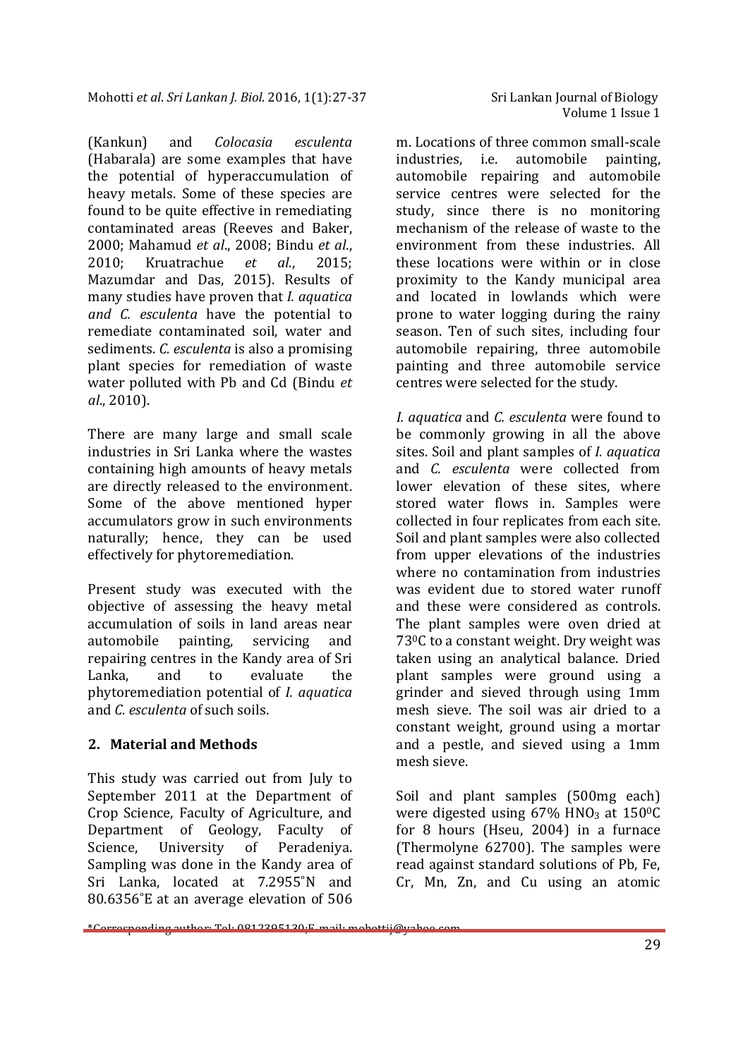(Kankun) and *Colocasia esculenta* (Habarala) are some examples that have the potential of hyperaccumulation of heavy metals. Some of these species are found to be quite effective in remediating contaminated areas (Reeves and Baker, 2000; Mahamud *et al*., 2008; Bindu *et al*., 2010; Kruatrachue *et al*., 2015; Mazumdar and Das, 2015). Results of many studies have proven that *I. aquatica and C. esculenta* have the potential to remediate contaminated soil, water and sediments. *C. esculenta* is also a promising plant species for remediation of waste water polluted with Pb and Cd (Bindu *et al*., 2010).

There are many large and small scale industries in Sri Lanka where the wastes containing high amounts of heavy metals are directly released to the environment. Some of the above mentioned hyper accumulators grow in such environments naturally; hence, they can be used effectively for phytoremediation.

Present study was executed with the objective of assessing the heavy metal accumulation of soils in land areas near automobile painting, servicing and repairing centres in the Kandy area of Sri Lanka, and to evaluate the phytoremediation potential of *I. aquatica* and *C. esculenta* of such soils.

## 2. Material and Methods

This study was carried out from July to September 2011 at the Department of Crop Science, Faculty of Agriculture, and Department of Geology, Faculty of Science, University of Peradeniya. Sampling was done in the Kandy area of Sri Lanka, located at 7.2955˚N and 80.6356˚E at an average elevation of 506 m. Locations of three common small-scale industries, i.e. automobile painting, automobile repairing and automobile service centres were selected for the study, since there is no monitoring mechanism of the release of waste to the environment from these industries. All these locations were within or in close proximity to the Kandy municipal area and located in lowlands which were prone to water logging during the rainy season. Ten of such sites, including four automobile repairing, three automobile painting and three automobile service centres were selected for the study.

*I. aquatica* and *C. esculenta* were found to be commonly growing in all the above sites. Soil and plant samples of *I. aquatica* and *C. esculenta* were collected from lower elevation of these sites, where stored water flows in. Samples were collected in four replicates from each site. Soil and plant samples were also collected from upper elevations of the industries where no contamination from industries was evident due to stored water runoff and these were considered as controls. The plant samples were oven dried at $73^0$C to a constant weight. Dry weight was taken using an analytical balance. Dried plant samples were ground using a grinder and sieved through using 1mm mesh sieve. The soil was air dried to a constant weight, ground using a mortar and a pestle, and sieved using a 1mm mesh sieve.

Soil and plant samples (500mg each) were digested using 67% $HNO_3$ at $150^0$C for 8 hours (Hseu, 2004) in a furnace (Thermolyne 62700). The samples were read against standard solutions of Pb, Fe, Cr, Mn, Zn, and Cu using an atomic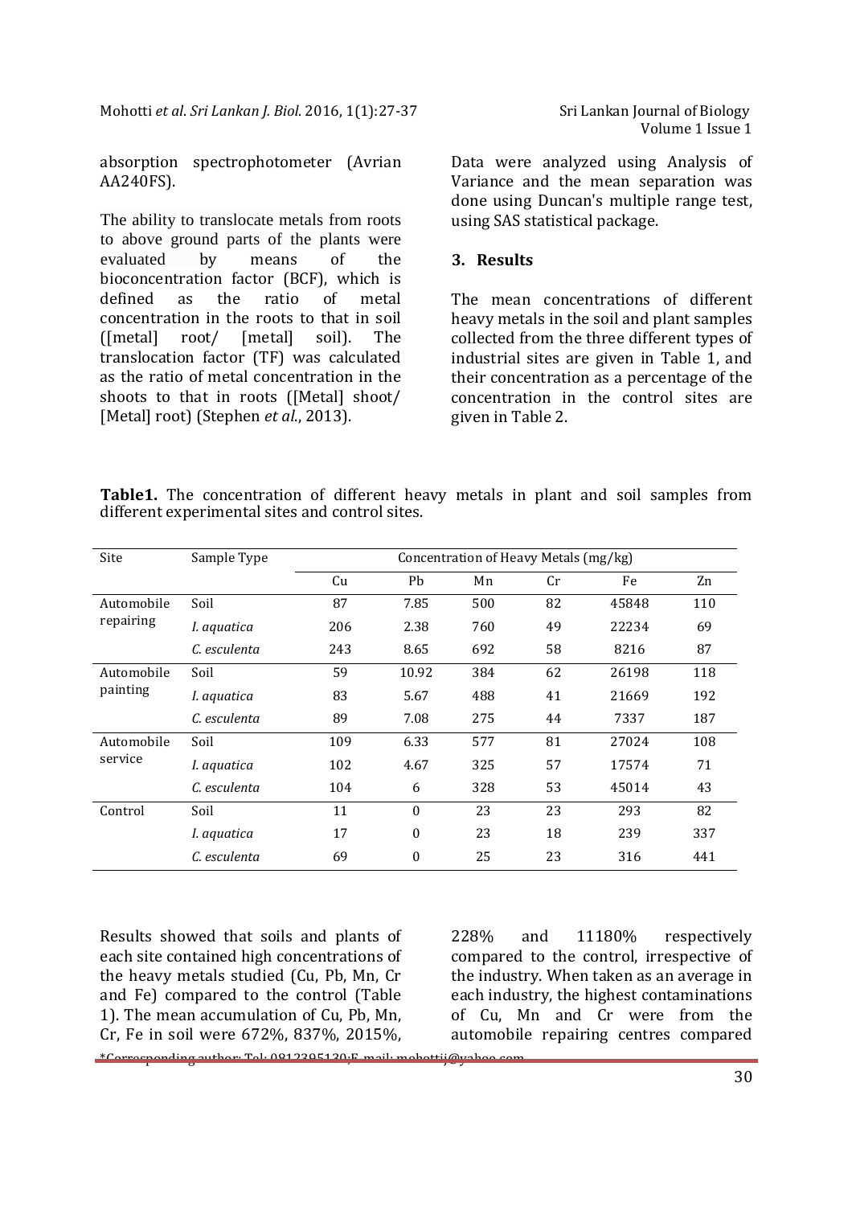absorption spectrophotometer (Avrian AA240FS).

The ability to translocate metals from roots to above ground parts of the plants were evaluated by means of the bioconcentration factor (BCF), which is defined as the ratio of metal concentration in the roots to that in soil ([metal] root/ [metal] soil). The translocation factor (TF) was calculated as the ratio of metal concentration in the shoots to that in roots ([Metal] shoot/ [Metal] root) (Stephen *et al*., 2013).

Data were analyzed using Analysis of Variance and the mean separation was done using Duncan's multiple range test, using SAS statistical package.

## 3. Results

The mean concentrations of different heavy metals in the soil and plant samples collected from the three different types of industrial sites are given in Table 1, and their concentration as a percentage of the concentration in the control sites are given in Table 2.

**Table1.** The concentration of different heavy metals in plant and soil samples from different experimental sites and control sites.

| Site | Sample Type | Concentration of Heavy Metals (mg/kg) | | | | | |
|---|---|---|---|---|---|---|---|
| | | Cu | Pb | Mn | Cr | Fe | Zn |
| Automobile repairing | Soil | 87 | 7.85 | 500 | 82 | 45848 | 110 |
| | *I. aquatica* | 206 | 2.38 | 760 | 49 | 22234 | 69 |
| | *C. esculenta* | 243 | 8.65 | 692 | 58 | 8216 | 87 |
| Automobile painting | Soil | 59 | 10.92 | 384 | 62 | 26198 | 118 |
| | *I. aquatica* | 83 | 5.67 | 488 | 41 | 21669 | 192 |
| | *C. esculenta* | 89 | 7.08 | 275 | 44 | 7337 | 187 |
| Automobile service | Soil | 109 | 6.33 | 577 | 81 | 27024 | 108 |
| | *I. aquatica* | 102 | 4.67 | 325 | 57 | 17574 | 71 |
| | *C. esculenta* | 104 | 6 | 328 | 53 | 45014 | 43 |
| Control | Soil | 11 | 0 | 23 | 23 | 293 | 82 |
| | *I. aquatica* | 17 | 0 | 23 | 18 | 239 | 337 |
| | *C. esculenta* | 69 | 0 | 25 | 23 | 316 | 441 |

Results showed that soils and plants of each site contained high concentrations of the heavy metals studied (Cu, Pb, Mn, Cr and Fe) compared to the control (Table 1). The mean accumulation of Cu, Pb, Mn, Cr, Fe in soil were 672%, 837%, 2015%, 228% and 11180% respectively compared to the control, irrespective of the industry. When taken as an average in each industry, the highest contaminations of Cu, Mn and Cr were from the automobile repairing centres compared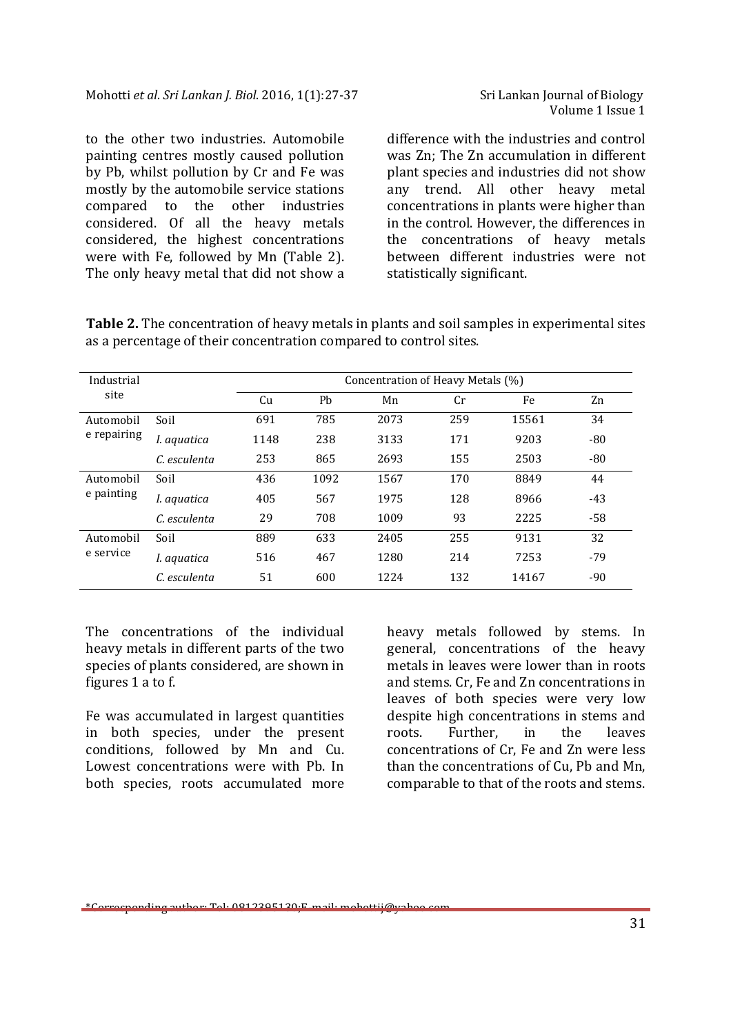to the other two industries. Automobile painting centres mostly caused pollution by Pb, whilst pollution by Cr and Fe was mostly by the automobile service stations compared to the other industries considered. Of all the heavy metals considered, the highest concentrations were with Fe, followed by Mn (Table 2). The only heavy metal that did not show a difference with the industries and control was Zn; The Zn accumulation in different plant species and industries did not show any trend. All other heavy metal concentrations in plants were higher than in the control. However, the differences in the concentrations of heavy metals between different industries were not statistically significant.

**Table 2.** The concentration of heavy metals in plants and soil samples in experimental sites as a percentage of their concentration compared to control sites.

| Industrial site | | Concentration of Heavy Metals (%) | | | | | |
|---|---|---|---|---|---|---|---|
| | | Cu | Pb | Mn | Cr | Fe | Zn |
| Automobile repairing | Soil | 691 | 785 | 2073 | 259 | 15561 | 34 |
| | *I. aquatica* | 1148 | 238 | 3133 | 171 | 9203 | -80 |
| | *C. esculenta* | 253 | 865 | 2693 | 155 | 2503 | -80 |
| Automobile painting | Soil | 436 | 1092 | 1567 | 170 | 8849 | 44 |
| | *I. aquatica* | 405 | 567 | 1975 | 128 | 8966 | -43 |
| | *C. esculenta* | 29 | 708 | 1009 | 93 | 2225 | -58 |
| Automobile service | Soil | 889 | 633 | 2405 | 255 | 9131 | 32 |
| | *I. aquatica* | 516 | 467 | 1280 | 214 | 7253 | -79 |
| | *C. esculenta* | 51 | 600 | 1224 | 132 | 14167 | -90 |

The concentrations of the individual heavy metals in different parts of the two species of plants considered, are shown in figures 1 a to f.

Fe was accumulated in largest quantities in both species, under the present conditions, followed by Mn and Cu. Lowest concentrations were with Pb. In both species, roots accumulated more heavy metals followed by stems. In general, concentrations of the heavy metals in leaves were lower than in roots and stems. Cr, Fe and Zn concentrations in leaves of both species were very low despite high concentrations in stems and roots. Further, in the leaves concentrations of Cr, Fe and Zn were less than the concentrations of Cu, Pb and Mn, comparable to that of the roots and stems.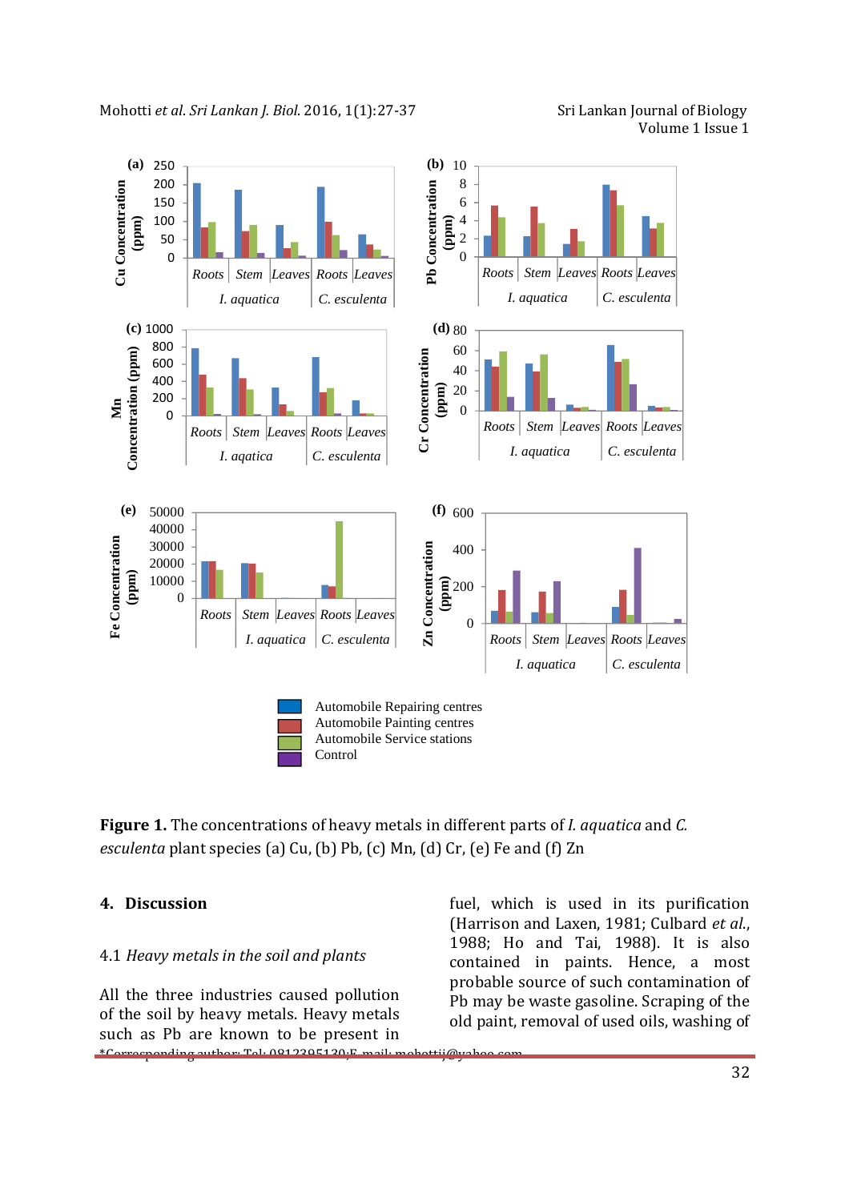**Figure 1.** The concentrations of heavy metals in different parts of *I. aquatica* and *C. esculenta* plant species (a) Cu, (b) Pb, (c) Mn, (d) Cr, (e) Fe and (f) Zn

## 4. Discussion

### 4.1 *Heavy metals in the soil and plants*

All the three industries caused pollution of the soil by heavy metals. Heavy metals such as Pb are known to be present in fuel, which is used in its purification (Harrison and Laxen, 1981; Culbard *et al.*, 1988; Ho and Tai, 1988). It is also contained in paints. Hence, a most probable source of such contamination of Pb may be waste gasoline. Scraping of the old paint, removal of used oils, washing of

*Corresponding author: Tel: 0812395130;E-mail: mohottij@yahoo.com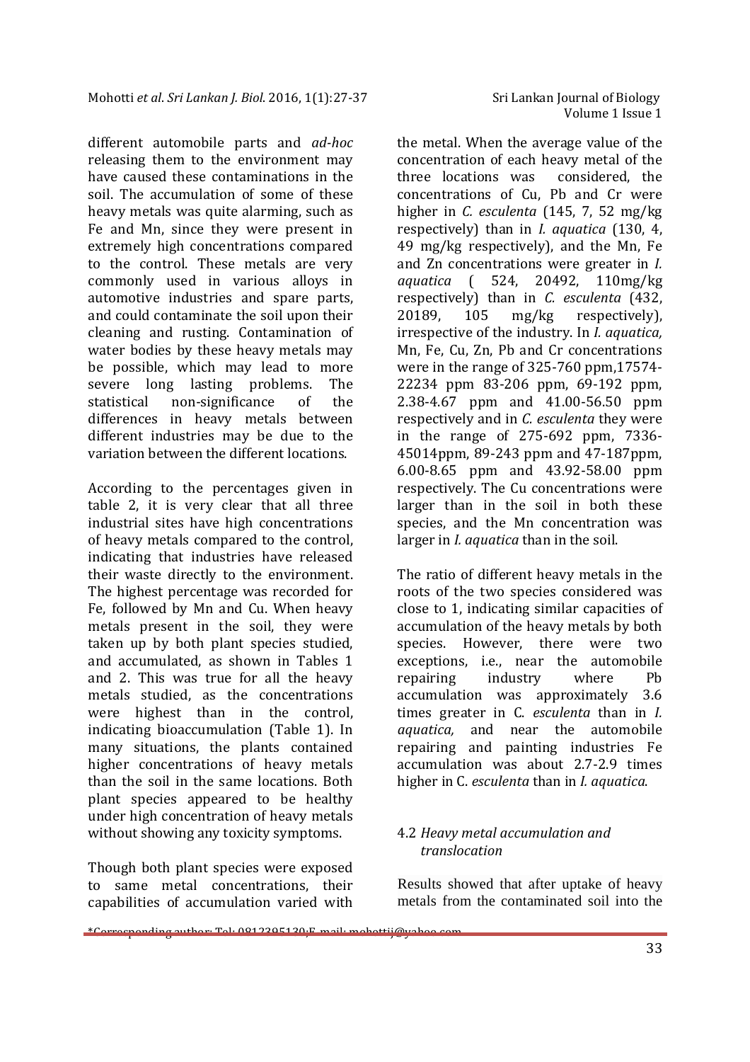different automobile parts and *ad-hoc* releasing them to the environment may have caused these contaminations in the soil. The accumulation of some of these heavy metals was quite alarming, such as Fe and Mn, since they were present in extremely high concentrations compared to the control. These metals are very commonly used in various alloys in automotive industries and spare parts, and could contaminate the soil upon their cleaning and rusting. Contamination of water bodies by these heavy metals may be possible, which may lead to more severe long lasting problems. The statistical non-significance of the differences in heavy metals between different industries may be due to the variation between the different locations.

According to the percentages given in table 2, it is very clear that all three industrial sites have high concentrations of heavy metals compared to the control, indicating that industries have released their waste directly to the environment. The highest percentage was recorded for Fe, followed by Mn and Cu. When heavy metals present in the soil, they were taken up by both plant species studied, and accumulated, as shown in Tables 1 and 2. This was true for all the heavy metals studied, as the concentrations were highest than in the control, indicating bioaccumulation (Table 1). In many situations, the plants contained higher concentrations of heavy metals than the soil in the same locations. Both plant species appeared to be healthy under high concentration of heavy metals without showing any toxicity symptoms.

Though both plant species were exposed to same metal concentrations, their capabilities of accumulation varied with the metal. When the average value of the concentration of each heavy metal of the three locations was considered, the concentrations of Cu, Pb and Cr were higher in *C. esculenta* (145, 7, 52 mg/kg respectively) than in *I. aquatica* (130, 4, 49 mg/kg respectively), and the Mn, Fe and Zn concentrations were greater in *I. aquatica* ( 524, 20492, 110mg/kg respectively) than in *C. esculenta* (432, 20189, 105 mg/kg respectively), irrespective of the industry. In *I. aquatica,* Mn, Fe, Cu, Zn, Pb and Cr concentrations were in the range of 325-760 ppm,17574-22234 ppm 83-206 ppm, 69-192 ppm, 2.38-4.67 ppm and 41.00-56.50 ppm respectively and in *C. esculenta* they were in the range of 275-692 ppm, 7336-45014ppm, 89-243 ppm and 47-187ppm, 6.00-8.65 ppm and 43.92-58.00 ppm respectively. The Cu concentrations were larger than in the soil in both these species, and the Mn concentration was larger in *I. aquatica* than in the soil.

The ratio of different heavy metals in the roots of the two species considered was close to 1, indicating similar capacities of accumulation of the heavy metals by both species. However, there were two exceptions, i.e., near the automobile repairing industry where Pb accumulation was approximately 3.6 times greater in C. *esculenta* than in *I. aquatica,* and near the automobile repairing and painting industries Fe accumulation was about 2.7-2.9 times higher in C. *esculenta* than in *I. aquatica*.

### 4.2 *Heavy metal accumulation and translocation*

Results showed that after uptake of heavy metals from the contaminated soil into the

*Corresponding author: Tel: 0812395130;E-mail: mohottij@yahoo.com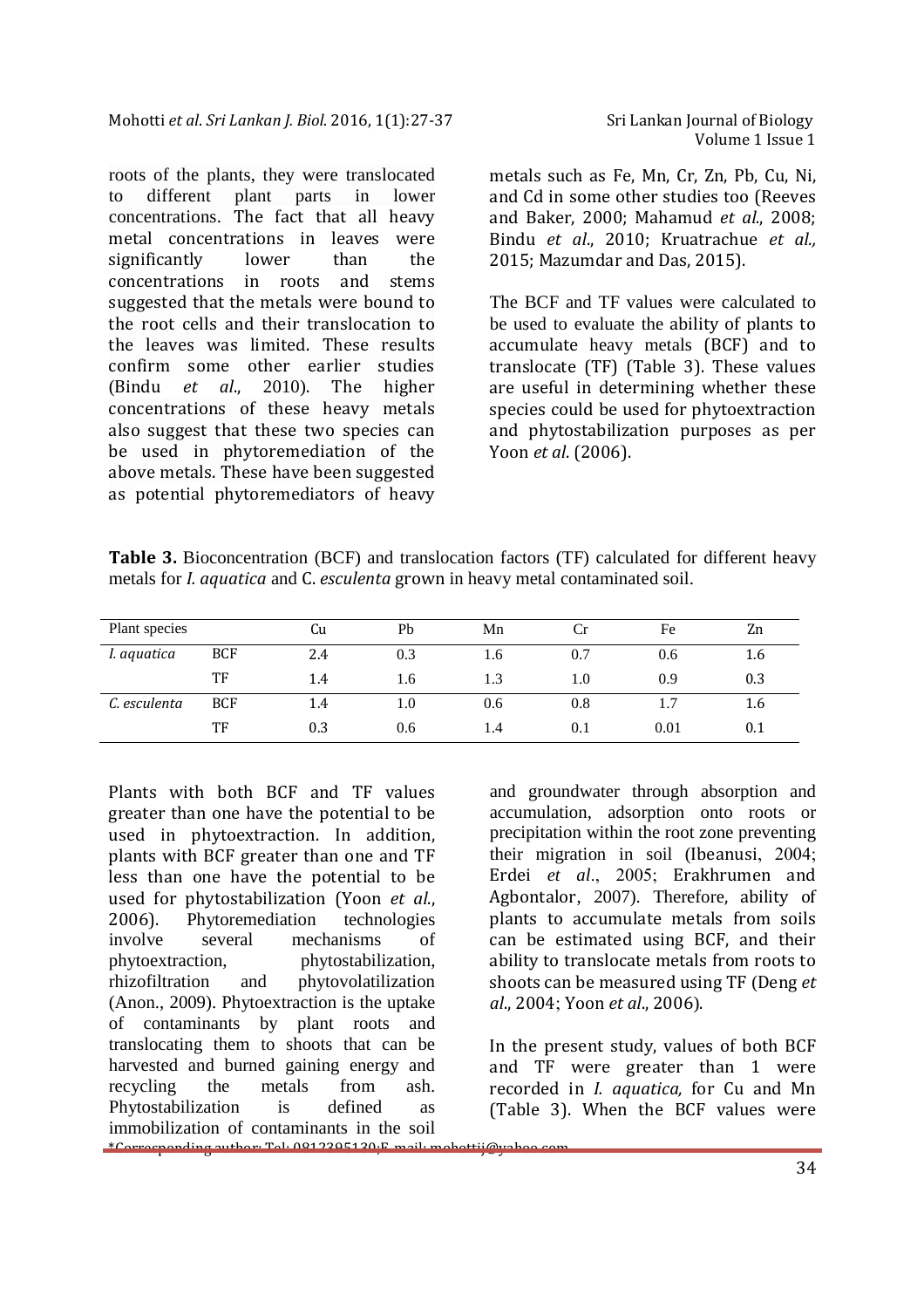roots of the plants, they were translocated to different plant parts in lower concentrations. The fact that all heavy metal concentrations in leaves were significantly lower than the concentrations in roots and stems suggested that the metals were bound to the root cells and their translocation to the leaves was limited. These results confirm some other earlier studies (Bindu *et al*., 2010). The higher concentrations of these heavy metals also suggest that these two species can be used in phytoremediation of the above metals. These have been suggested as potential phytoremediators of heavy metals such as Fe, Mn, Cr, Zn, Pb, Cu, Ni, and Cd in some other studies too (Reeves and Baker, 2000; Mahamud *et al*., 2008; Bindu *et al*., 2010; Kruatrachue *et al.,* 2015; Mazumdar and Das, 2015).

The BCF and TF values were calculated to be used to evaluate the ability of plants to accumulate heavy metals (BCF) and to translocate (TF) (Table 3). These values are useful in determining whether these species could be used for phytoextraction and phytostabilization purposes as per Yoon *et al*. (2006).

**Table 3.** Bioconcentration (BCF) and translocation factors (TF) calculated for different heavy metals for *I. aquatica* and C. *esculenta* grown in heavy metal contaminated soil.

| Plant species | | Cu | Pb | Mn | Cr | Fe | Zn |
|---|---|---|---|---|---|---|---|
| *I. aquatica* | BCF | 2.4 | 0.3 | 1.6 | 0.7 | 0.6 | 1.6 |
| | TF | 1.4 | 1.6 | 1.3 | 1.0 | 0.9 | 0.3 |
| *C. esculenta* | BCF | 1.4 | 1.0 | 0.6 | 0.8 | 1.7 | 1.6 |
| | TF | 0.3 | 0.6 | 1.4 | 0.1 | 0.01 | 0.1 |

Plants with both BCF and TF values greater than one have the potential to be used in phytoextraction. In addition, plants with BCF greater than one and TF less than one have the potential to be used for phytostabilization (Yoon *et al*., 2006). Phytoremediation technologies involve several mechanisms of phytoextraction, phytostabilization, rhizofiltration and phytovolatilization (Anon., 2009). Phytoextraction is the uptake of contaminants by plant roots and translocating them to shoots that can be harvested and burned gaining energy and recycling the metals from ash. Phytostabilization is defined as immobilization of contaminants in the soil and groundwater through absorption and accumulation, adsorption onto roots or precipitation within the root zone preventing their migration in soil (Ibeanusi, 2004; Erdei *et al*., 2005; Erakhrumen and Agbontalor, 2007). Therefore, ability of plants to accumulate metals from soils can be estimated using BCF, and their ability to translocate metals from roots to shoots can be measured using TF (Deng *et al*., 2004; Yoon *et al*., 2006).

In the present study, values of both BCF and TF were greater than 1 were recorded in *I. aquatica,* for Cu and Mn (Table 3). When the BCF values were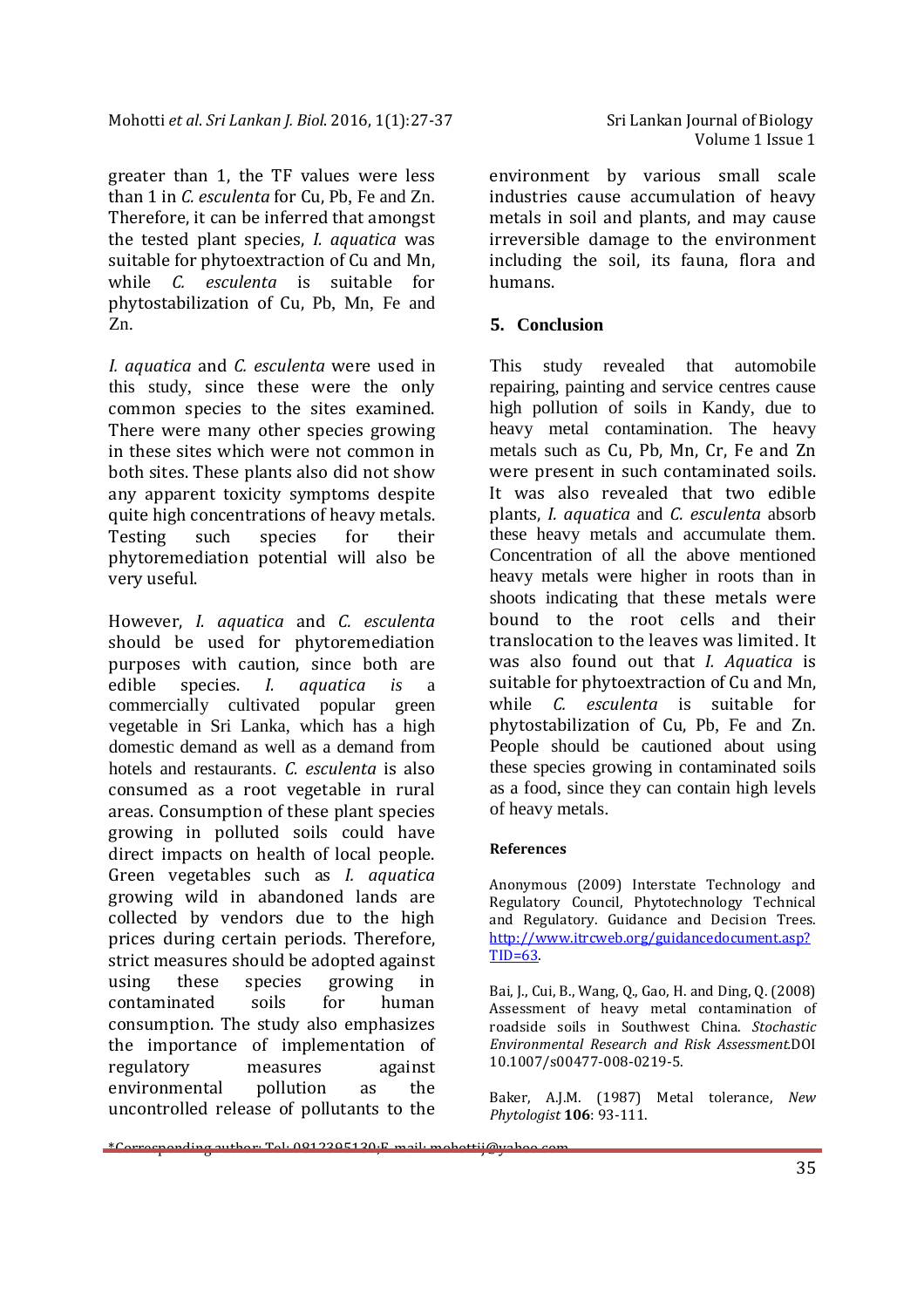greater than 1, the TF values were less than 1 in *C. esculenta* for Cu, Pb, Fe and Zn. Therefore, it can be inferred that amongst the tested plant species, *I. aquatica* was suitable for phytoextraction of Cu and Mn, while *C. esculenta* is suitable for phytostabilization of Cu, Pb, Mn, Fe and Zn.

*I. aquatica* and *C. esculenta* were used in this study, since these were the only common species to the sites examined. There were many other species growing in these sites which were not common in both sites. These plants also did not show any apparent toxicity symptoms despite quite high concentrations of heavy metals. Testing such species for their phytoremediation potential will also be very useful.

However, *I. aquatica* and *C. esculenta* should be used for phytoremediation purposes with caution, since both are edible species. *I. aquatica* is a commercially cultivated popular green vegetable in Sri Lanka, which has a high domestic demand as well as a demand from hotels and restaurants. *C. esculenta* is also consumed as a root vegetable in rural areas. Consumption of these plant species growing in polluted soils could have direct impacts on health of local people. Green vegetables such as *I. aquatica* growing wild in abandoned lands are collected by vendors due to the high prices during certain periods. Therefore, strict measures should be adopted against using these species growing in contaminated soils for human consumption. The study also emphasizes the importance of implementation of regulatory measures against environmental pollution as the uncontrolled release of pollutants to the environment by various small scale industries cause accumulation of heavy metals in soil and plants, and may cause irreversible damage to the environment including the soil, its fauna, flora and humans.

## 5. Conclusion

This study revealed that automobile repairing, painting and service centres cause high pollution of soils in Kandy, due to heavy metal contamination. The heavy metals such as Cu, Pb, Mn, Cr, Fe and Zn were present in such contaminated soils. It was also revealed that two edible plants, *I. aquatica* and *C. esculenta* absorb these heavy metals and accumulate them. Concentration of all the above mentioned heavy metals were higher in roots than in shoots indicating that these metals were bound to the root cells and their translocation to the leaves was limited. It was also found out that *I. Aquatica* is suitable for phytoextraction of Cu and Mn, while *C. esculenta* is suitable for phytostabilization of Cu, Pb, Fe and Zn. People should be cautioned about using these species growing in contaminated soils as a food, since they can contain high levels of heavy metals.

### References

Anonymous (2009) Interstate Technology and Regulatory Council, Phytotechnology Technical and Regulatory. Guidance and Decision Trees. http://www.itrcweb.org/guidancedocument.asp?TID=63.

Bai, J., Cui, B., Wang, Q., Gao, H. and Ding, Q. (2008) Assessment of heavy metal contamination of roadside soils in Southwest China. *Stochastic Environmental Research and Risk Assessment*.DOI 10.1007/s00477-008-0219-5.

Baker, A.J.M. (1987) Metal tolerance, *New Phytologist* **106**: 93-111.

*Corresponding author: Tel: 0812395130;E-mail: mohottij@yahoo.com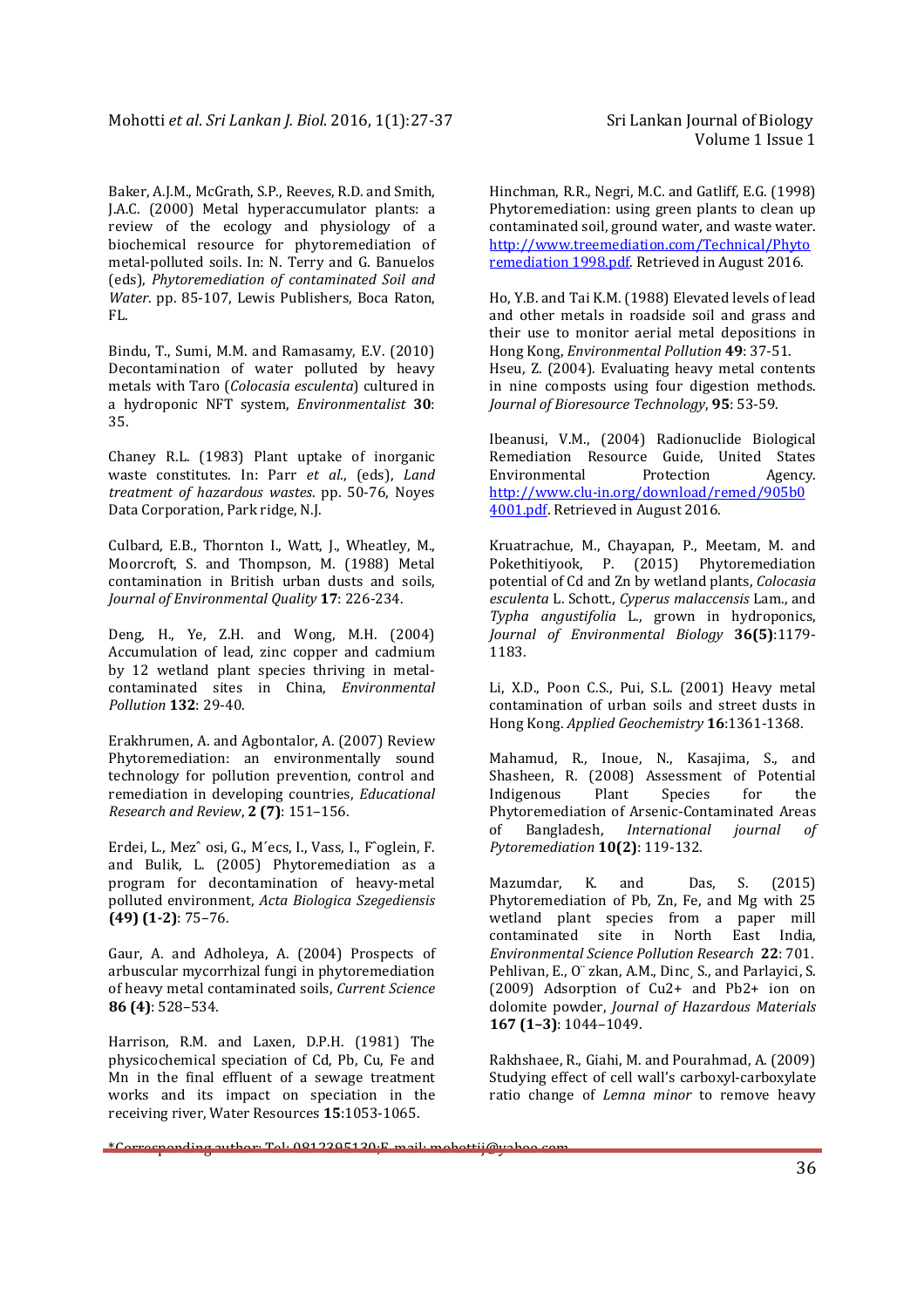Baker, A.J.M., McGrath, S.P., Reeves, R.D. and Smith, J.A.C. (2000) Metal hyperaccumulator plants: a review of the ecology and physiology of a biochemical resource for phytoremediation of metal-polluted soils. In: N. Terry and G. Banuelos (eds), *Phytoremediation of contaminated Soil and Water*. pp. 85-107, Lewis Publishers, Boca Raton, FL.

Bindu, T., Sumi, M.M. and Ramasamy, E.V. (2010) Decontamination of water polluted by heavy metals with Taro (*Colocasia esculenta*) cultured in a hydroponic NFT system, *Environmentalist* **30**: 35.

Chaney R.L. (1983) Plant uptake of inorganic waste constitutes. In: Parr *et al*., (eds), *Land treatment of hazardous wastes*. pp. 50-76, Noyes Data Corporation, Park ridge, N.J.

Culbard, E.B., Thornton I., Watt, J., Wheatley, M., Moorcroft, S. and Thompson, M. (1988) Metal contamination in British urban dusts and soils, *Journal of Environmental Quality* **17**: 226-234.

Deng, H., Ye, Z.H. and Wong, M.H. (2004) Accumulation of lead, zinc copper and cadmium by 12 wetland plant species thriving in metal-contaminated sites in China, *Environmental Pollution* **132**: 29-40.

Erakhrumen, A. and Agbontalor, A. (2007) Review Phytoremediation: an environmentally sound technology for pollution prevention, control and remediation in developing countries, *Educational Research and Review*, **2 (7)**: 151–156.

Erdei, L., Mezˆ osi, G., M´ecs, I., Vass, I., Fˆoglein, F. and Bulik, L. (2005) Phytoremediation as a program for decontamination of heavy-metal polluted environment, *Acta Biologica Szegediensis* **(49) (1-2)**: 75–76.

Gaur, A. and Adholeya, A. (2004) Prospects of arbuscular mycorrhizal fungi in phytoremediation of heavy metal contaminated soils, *Current Science* **86 (4)**: 528–534.

Harrison, R.M. and Laxen, D.P.H. (1981) The physicochemical speciation of Cd, Pb, Cu, Fe and Mn in the final effluent of a sewage treatment works and its impact on speciation in the receiving river, Water Resources **15**:1053-1065.

Hinchman, R.R., Negri, M.C. and Gatliff, E.G. (1998) Phytoremediation: using green plants to clean up contaminated soil, ground water, and waste water. http://www.treemediation.com/Technical/Phytoremediation 1998.pdf. Retrieved in August 2016.

Ho, Y.B. and Tai K.M. (1988) Elevated levels of lead and other metals in roadside soil and grass and their use to monitor aerial metal depositions in Hong Kong, *Environmental Pollution* **49**: 37-51.

Hseu, Z. (2004). Evaluating heavy metal contents in nine composts using four digestion methods. *Journal of Bioresource Technology*, **95**: 53-59.

Ibeanusi, V.M., (2004) Radionuclide Biological Remediation Resource Guide, United States Environmental Protection Agency. http://www.clu-in.org/download/remed/905b04001.pdf. Retrieved in August 2016.

Kruatrachue, M., Chayapan, P., Meetam, M. and Pokethitiyook, P. (2015) Phytoremediation potential of Cd and Zn by wetland plants, *Colocasia esculenta* L. Schott., *Cyperus malaccensis* Lam., and *Typha angustifolia* L., grown in hydroponics, *Journal of Environmental Biology* **36(5)**:1179-1183.

Li, X.D., Poon C.S., Pui, S.L. (2001) Heavy metal contamination of urban soils and street dusts in Hong Kong. *Applied Geochemistry* **16**:1361-1368.

Mahamud, R., Inoue, N., Kasajima, S., and Shasheen, R. (2008) Assessment of Potential Indigenous Plant Species for the Phytoremediation of Arsenic-Contaminated Areas of Bangladesh, *International journal of Pytoremediation* **10(2)**: 119-132.

Mazumdar, K. and Das, S. (2015) Phytoremediation of Pb, Zn, Fe, and Mg with 25 wetland plant species from a paper mill contaminated site in North East India, *Environmental Science Pollution Research* **22**: 701.

Pehlivan, E., O¨ zkan, A.M., Dinc¸ S., and Parlayici, S. (2009) Adsorption of Cu2+ and Pb2+ ion on dolomite powder, *Journal of Hazardous Materials* **167 (1–3)**: 1044–1049.

Rakhshaee, R., Giahi, M. and Pourahmad, A. (2009) Studying effect of cell wall's carboxyl-carboxylate ratio change of *Lemna minor* to remove heavy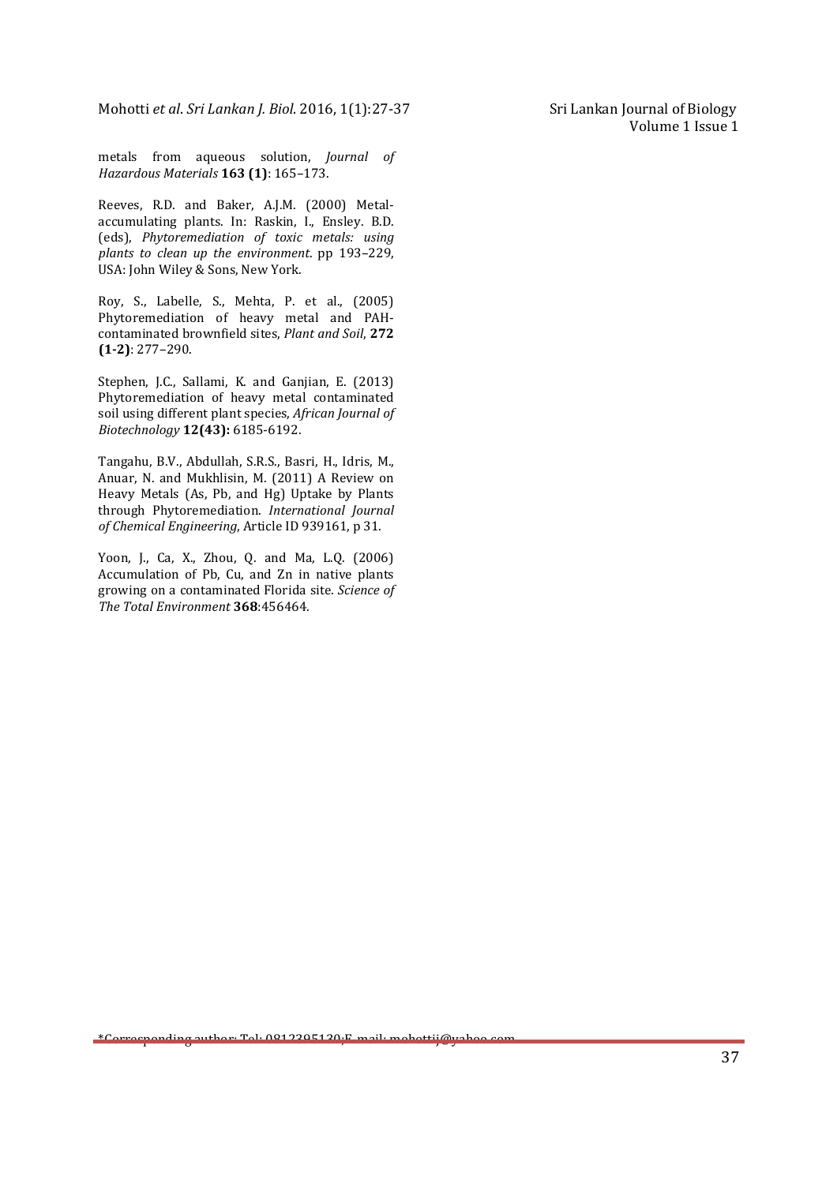metals from aqueous solution, *Journal of Hazardous Materials* **163 (1)**: 165–173.

Reeves, R.D. and Baker, A.J.M. (2000) Metal-accumulating plants. In: Raskin, I., Ensley. B.D. (eds), *Phytoremediation of toxic metals: using plants to clean up the environment*. pp 193–229, USA: John Wiley & Sons, New York.

Roy, S., Labelle, S., Mehta, P. et al., (2005) Phytoremediation of heavy metal and PAH-contaminated brownfield sites, *Plant and Soil*, **272 (1-2)**: 277–290.

Stephen, J.C., Sallami, K. and Ganjian, E. (2013) Phytoremediation of heavy metal contaminated soil using different plant species, *African Journal of Biotechnology* **12(43):** 6185-6192.

Tangahu, B.V., Abdullah, S.R.S., Basri, H., Idris, M., Anuar, N. and Mukhlisin, M. (2011) A Review on Heavy Metals (As, Pb, and Hg) Uptake by Plants through Phytoremediation. *International Journal of Chemical Engineering*, Article ID 939161, p 31.

Yoon, J., Ca, X., Zhou, Q. and Ma, L.Q. (2006) Accumulation of Pb, Cu, and Zn in native plants growing on a contaminated Florida site. *Science of The Total Environment* **368**:456464.

*Corresponding author: Tel: 0812395130;E-mail: mohottij@yahoo.com